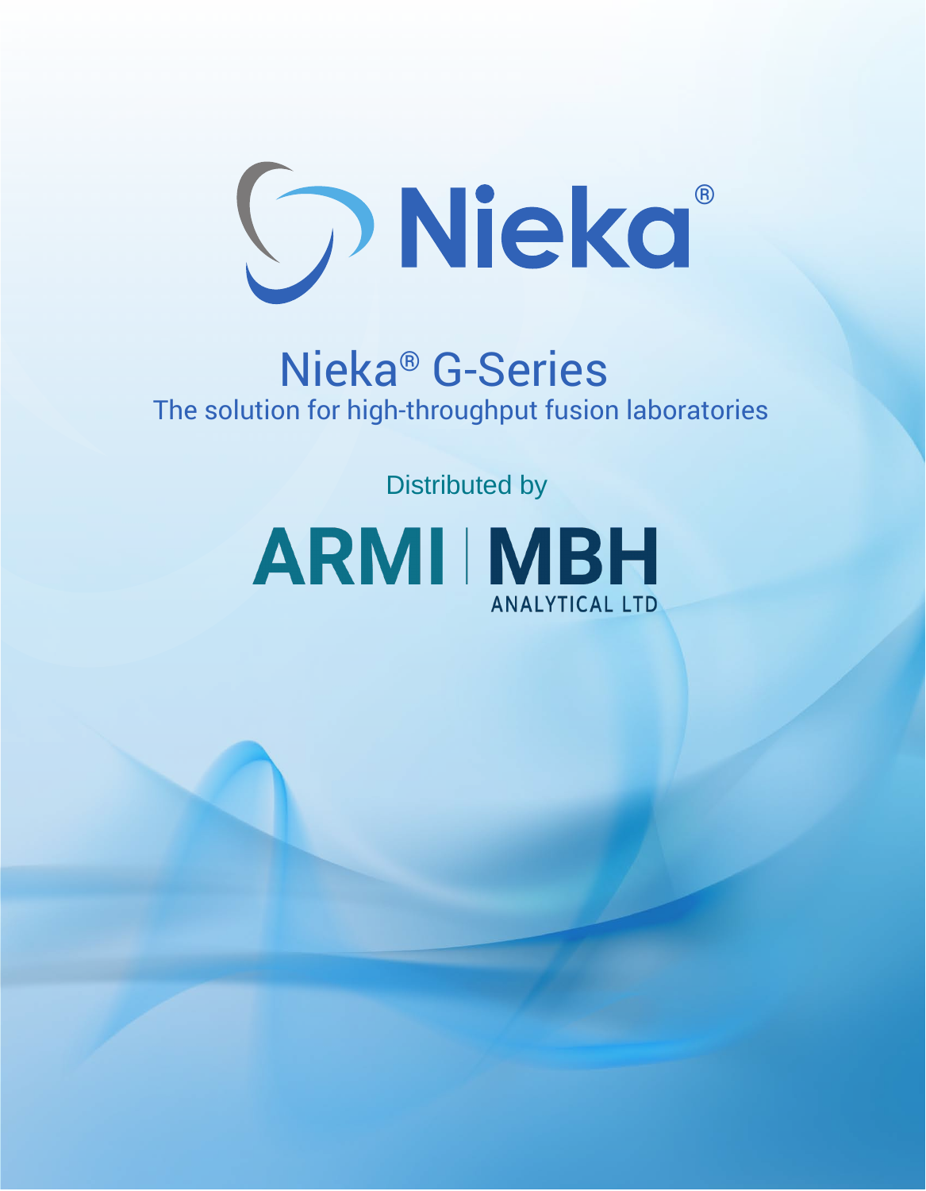# Nieka®

## Nieka® G-Series

The solution for high-throughput fusion laboratories

Distributed by

**ARMI | MBH**

ANALYTICAL LTD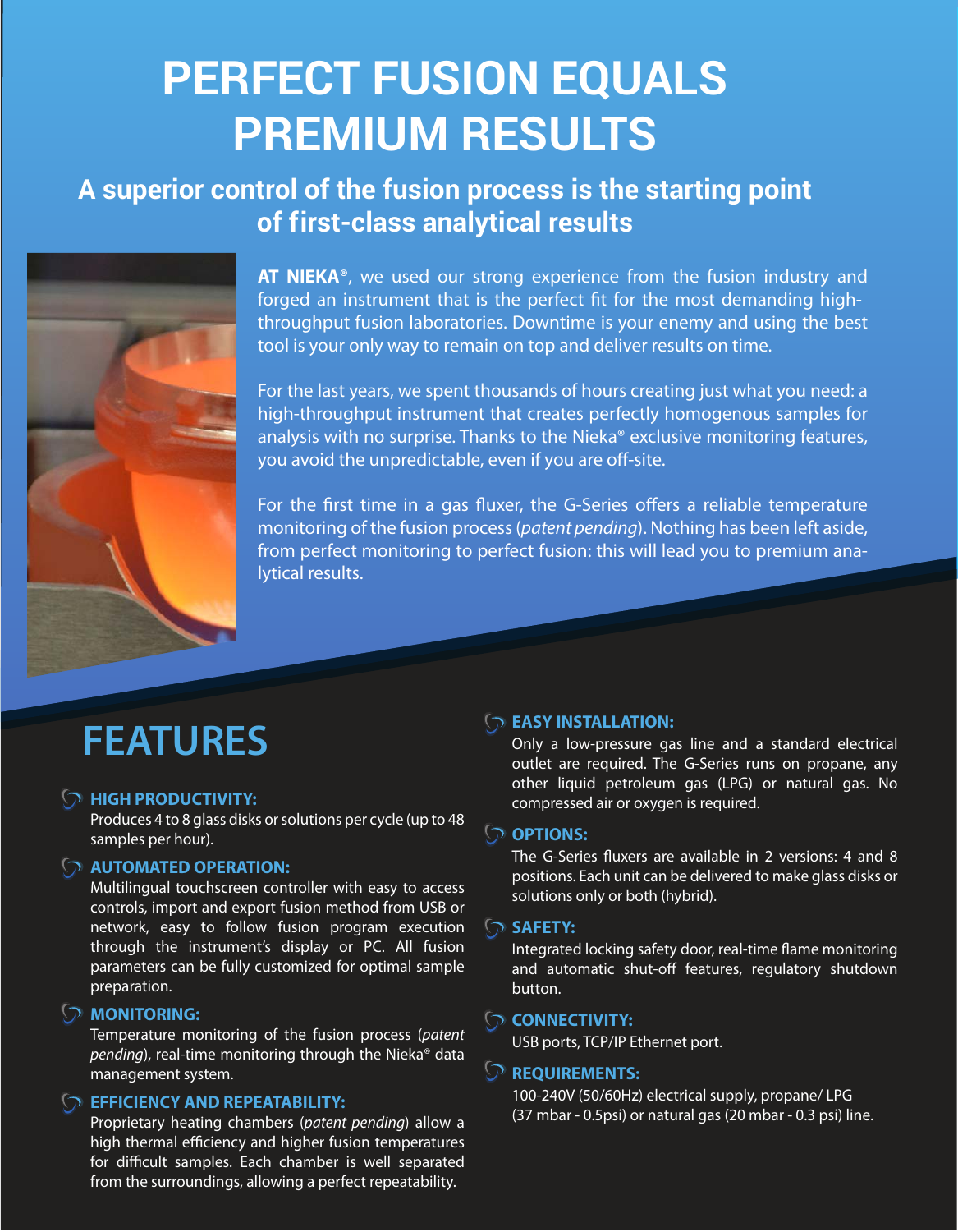# PERFECT FUSION EQUALS PREMIUM RESULTS

## A superior control of the fusion process is the starting point of first-class analytical results

**AT NIEKA®**, we used our strong experience from the fusion industry and forged an instrument that is the perfect fit for the most demanding high-throughput fusion laboratories. Downtime is your enemy and using the best tool is your only way to remain on top and deliver results on time.

For the last years, we spent thousands of hours creating just what you need: a high-throughput instrument that creates perfectly homogenous samples for analysis with no surprise. Thanks to the Nieka® exclusive monitoring features, you avoid the unpredictable, even if you are off-site.

For the first time in a gas fluxer, the G-Series offers a reliable temperature monitoring of the fusion process (*patent pending*). Nothing has been left aside, from perfect monitoring to perfect fusion: this will lead you to premium analytical results.

# FEATURES

### HIGH PRODUCTIVITY:

Produces 4 to 8 glass disks or solutions per cycle (up to 48 samples per hour).

### AUTOMATED OPERATION:

Multilingual touchscreen controller with easy to access controls, import and export fusion method from USB or network, easy to follow fusion program execution through the instrument's display or PC. All fusion parameters can be fully customized for optimal sample preparation.

### MONITORING:

Temperature monitoring of the fusion process (*patent pending*), real-time monitoring through the Nieka® data management system.

### EFFICIENCY AND REPEATABILITY:

Proprietary heating chambers (*patent pending*) allow a high thermal efficiency and higher fusion temperatures for difficult samples. Each chamber is well separated from the surroundings, allowing a perfect repeatability.

### EASY INSTALLATION:

Only a low-pressure gas line and a standard electrical outlet are required. The G-Series runs on propane, any other liquid petroleum gas (LPG) or natural gas. No compressed air or oxygen is required.

### OPTIONS:

The G-Series fluxers are available in 2 versions: 4 and 8 positions. Each unit can be delivered to make glass disks or solutions only or both (hybrid).

### SAFETY:

Integrated locking safety door, real-time flame monitoring and automatic shut-off features, regulatory shutdown button.

### CONNECTIVITY:

USB ports, TCP/IP Ethernet port.

### REQUIREMENTS:

100-240V (50/60Hz) electrical supply, propane/ LPG (37 mbar - 0.5psi) or natural gas (20 mbar - 0.3 psi) line.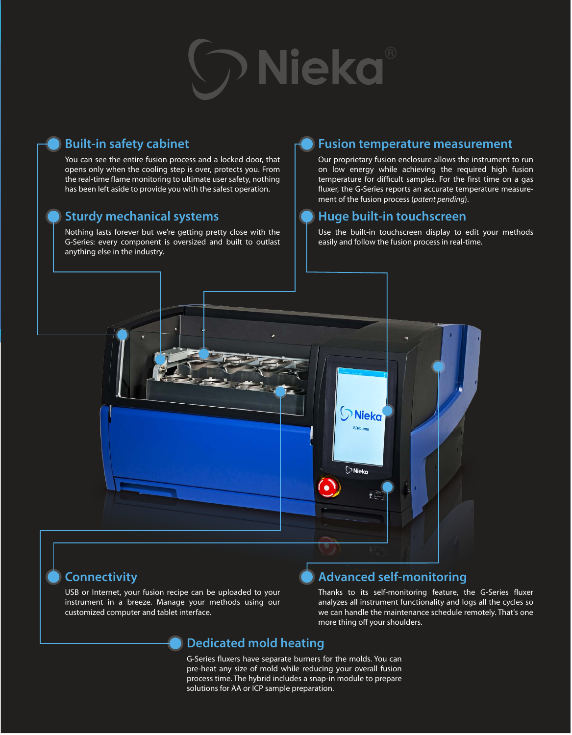# Nieka®

## Built-in safety cabinet

You can see the entire fusion process and a locked door, that opens only when the cooling step is over, protects you. From the real-time flame monitoring to ultimate user safety, nothing has been left aside to provide you with the safest operation.

## Sturdy mechanical systems

Nothing lasts forever but we're getting pretty close with the G-Series: every component is oversized and built to outlast anything else in the industry.

## Fusion temperature measurement

Our proprietary fusion enclosure allows the instrument to run on low energy while achieving the required high fusion temperature for difficult samples. For the first time on a gas fluxer, the G-Series reports an accurate temperature measurement of the fusion process (*patent pending*).

## Huge built-in touchscreen

Use the built-in touchscreen display to edit your methods easily and follow the fusion process in real-time.

## Connectivity

USB or Internet, your fusion recipe can be uploaded to your instrument in a breeze. Manage your methods using our customized computer and tablet interface.

## Advanced self-monitoring

Thanks to its self-monitoring feature, the G-Series fluxer analyzes all instrument functionality and logs all the cycles so we can handle the maintenance schedule remotely. That's one more thing off your shoulders.

## Dedicated mold heating

G-Series fluxers have separate burners for the molds. You can pre-heat any size of mold while reducing your overall fusion process time. The hybrid includes a snap-in module to prepare solutions for AA or ICP sample preparation.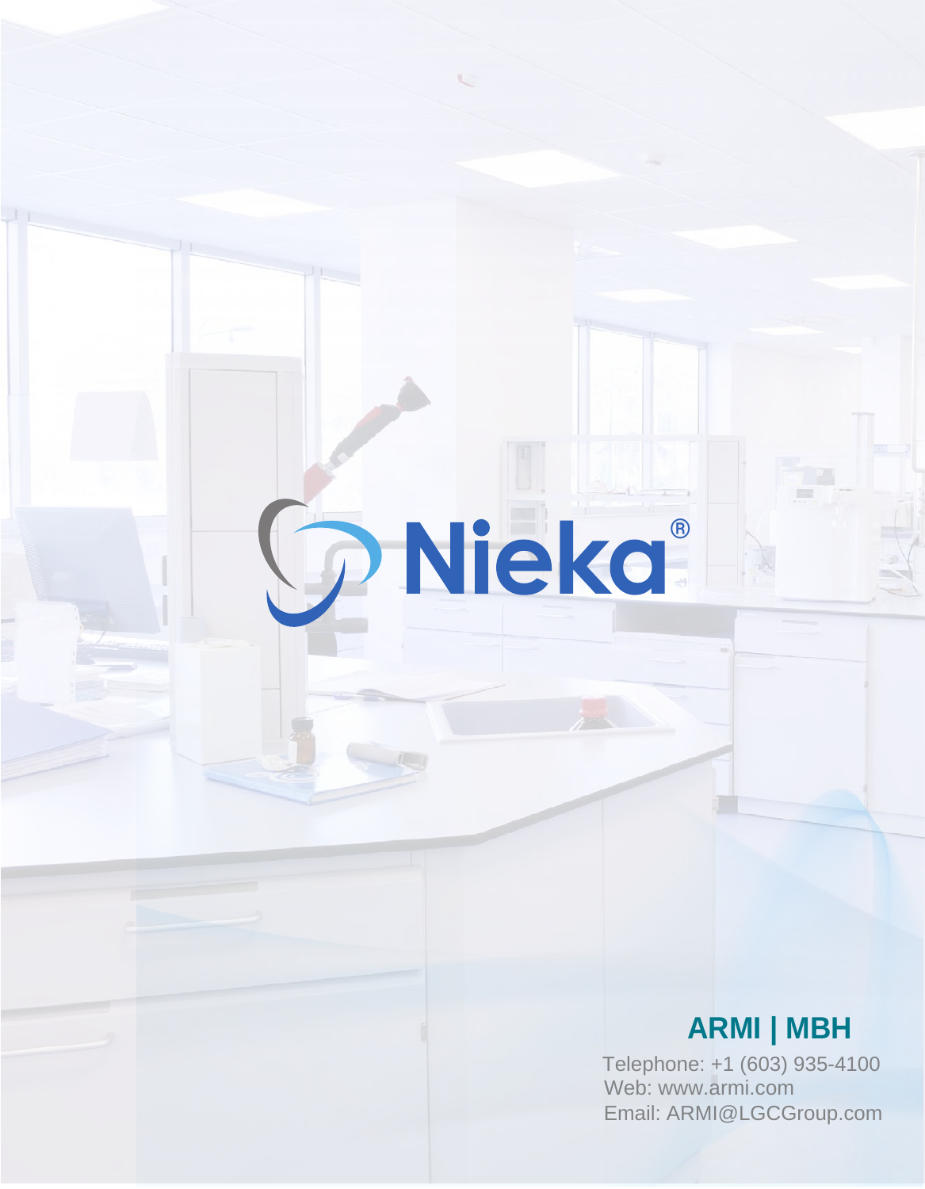Nieka®

**ARMI | MBH**

Telephone: +1 (603) 935-4100
Web: www.armi.com
Email: ARMI@LGCGroup.com